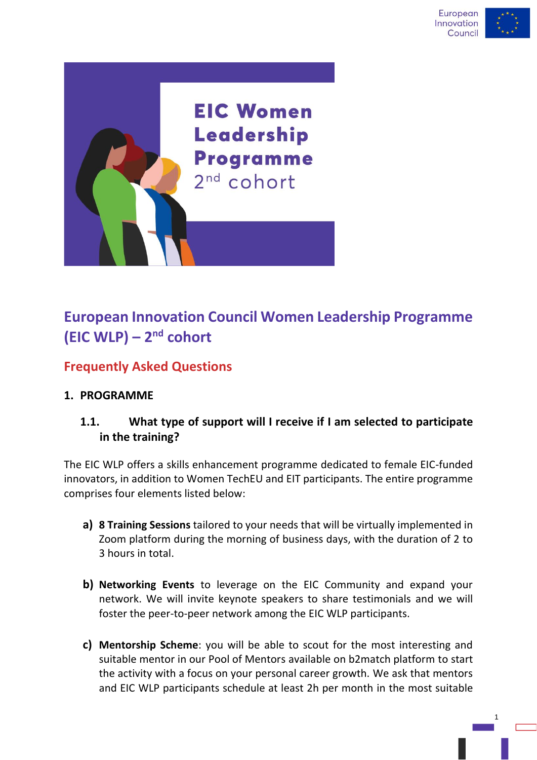# European Innovation Council Women Leadership Programme (EIC WLP) – 2nd cohort

## Frequently Asked Questions

### 1. PROGRAMME

#### 1.1. What type of support will I receive if I am selected to participate in the training?

The EIC WLP offers a skills enhancement programme dedicated to female EIC-funded innovators, in addition to Women TechEU and EIT participants. The entire programme comprises four elements listed below:

a) **8 Training Sessions** tailored to your needs that will be virtually implemented in Zoom platform during the morning of business days, with the duration of 2 to 3 hours in total.

b) **Networking Events** to leverage on the EIC Community and expand your network. We will invite keynote speakers to share testimonials and we will foster the peer-to-peer network among the EIC WLP participants.

c) **Mentorship Scheme**: you will be able to scout for the most interesting and suitable mentor in our Pool of Mentors available on b2match platform to start the activity with a focus on your personal career growth. We ask that mentors and EIC WLP participants schedule at least 2h per month in the most suitable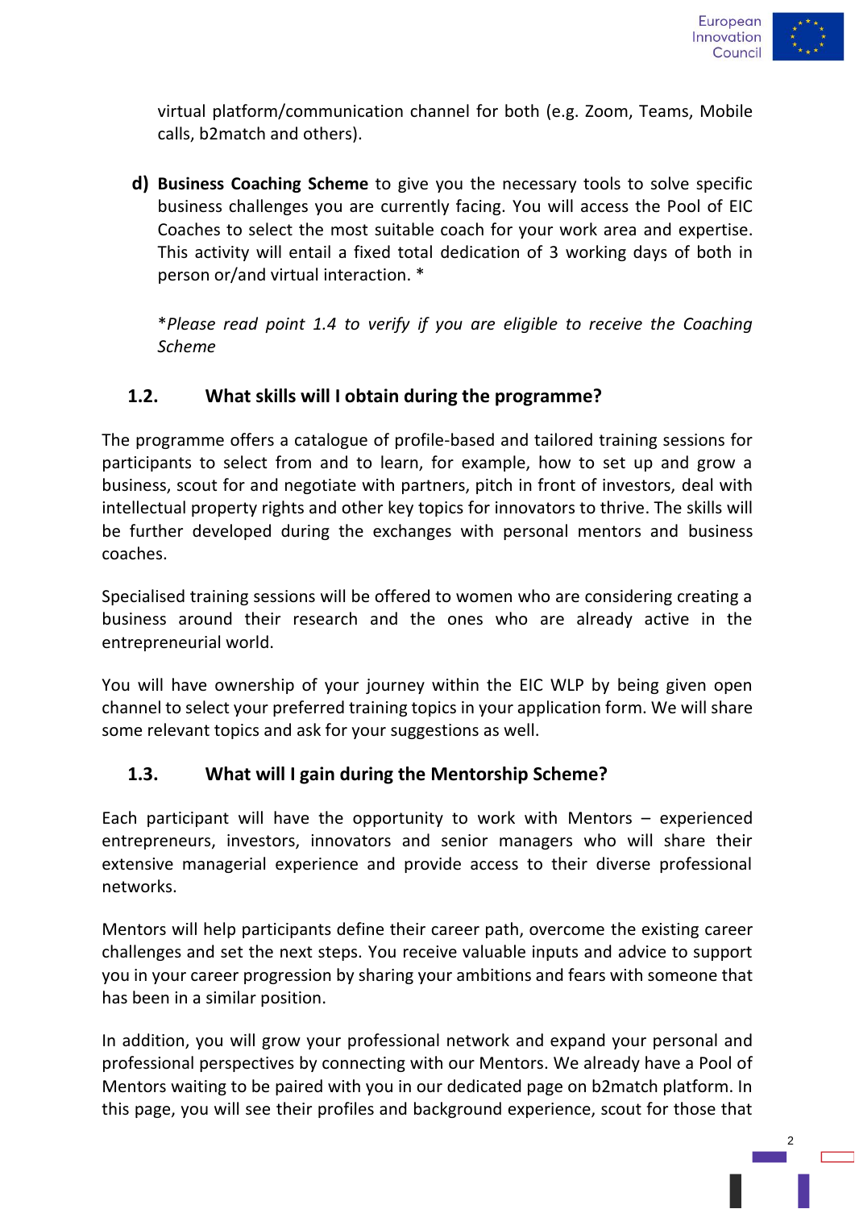virtual platform/communication channel for both (e.g. Zoom, Teams, Mobile calls, b2match and others).

d) **Business Coaching Scheme** to give you the necessary tools to solve specific business challenges you are currently facing. You will access the Pool of EIC Coaches to select the most suitable coach for your work area and expertise. This activity will entail a fixed total dedication of 3 working days of both in person or/and virtual interaction. *

   **Please read point 1.4 to verify if you are eligible to receive the Coaching Scheme*

### 1.2. What skills will I obtain during the programme?

The programme offers a catalogue of profile-based and tailored training sessions for participants to select from and to learn, for example, how to set up and grow a business, scout for and negotiate with partners, pitch in front of investors, deal with intellectual property rights and other key topics for innovators to thrive. The skills will be further developed during the exchanges with personal mentors and business coaches.

Specialised training sessions will be offered to women who are considering creating a business around their research and the ones who are already active in the entrepreneurial world.

You will have ownership of your journey within the EIC WLP by being given open channel to select your preferred training topics in your application form. We will share some relevant topics and ask for your suggestions as well.

### 1.3. What will I gain during the Mentorship Scheme?

Each participant will have the opportunity to work with Mentors – experienced entrepreneurs, investors, innovators and senior managers who will share their extensive managerial experience and provide access to their diverse professional networks.

Mentors will help participants define their career path, overcome the existing career challenges and set the next steps. You receive valuable inputs and advice to support you in your career progression by sharing your ambitions and fears with someone that has been in a similar position.

In addition, you will grow your professional network and expand your personal and professional perspectives by connecting with our Mentors. We already have a Pool of Mentors waiting to be paired with you in our dedicated page on b2match platform. In this page, you will see their profiles and background experience, scout for those that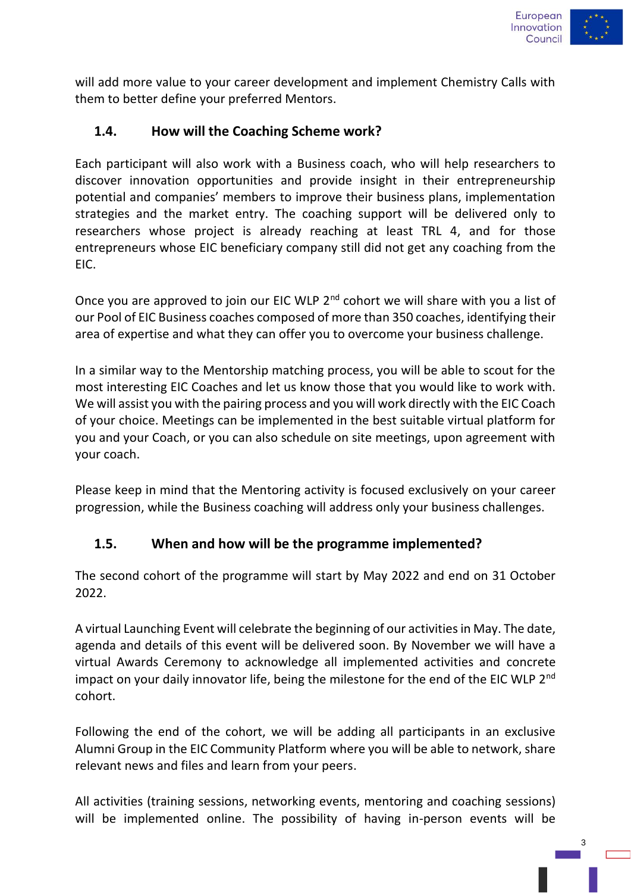will add more value to your career development and implement Chemistry Calls with them to better define your preferred Mentors.

### 1.4. How will the Coaching Scheme work?

Each participant will also work with a Business coach, who will help researchers to discover innovation opportunities and provide insight in their entrepreneurship potential and companies' members to improve their business plans, implementation strategies and the market entry. The coaching support will be delivered only to researchers whose project is already reaching at least TRL 4, and for those entrepreneurs whose EIC beneficiary company still did not get any coaching from the EIC.

Once you are approved to join our EIC WLP 2nd cohort we will share with you a list of our Pool of EIC Business coaches composed of more than 350 coaches, identifying their area of expertise and what they can offer you to overcome your business challenge.

In a similar way to the Mentorship matching process, you will be able to scout for the most interesting EIC Coaches and let us know those that you would like to work with. We will assist you with the pairing process and you will work directly with the EIC Coach of your choice. Meetings can be implemented in the best suitable virtual platform for you and your Coach, or you can also schedule on site meetings, upon agreement with your coach.

Please keep in mind that the Mentoring activity is focused exclusively on your career progression, while the Business coaching will address only your business challenges.

### 1.5. When and how will be the programme implemented?

The second cohort of the programme will start by May 2022 and end on 31 October 2022.

A virtual Launching Event will celebrate the beginning of our activities in May. The date, agenda and details of this event will be delivered soon. By November we will have a virtual Awards Ceremony to acknowledge all implemented activities and concrete impact on your daily innovator life, being the milestone for the end of the EIC WLP 2nd cohort.

Following the end of the cohort, we will be adding all participants in an exclusive Alumni Group in the EIC Community Platform where you will be able to network, share relevant news and files and learn from your peers.

All activities (training sessions, networking events, mentoring and coaching sessions) will be implemented online. The possibility of having in-person events will be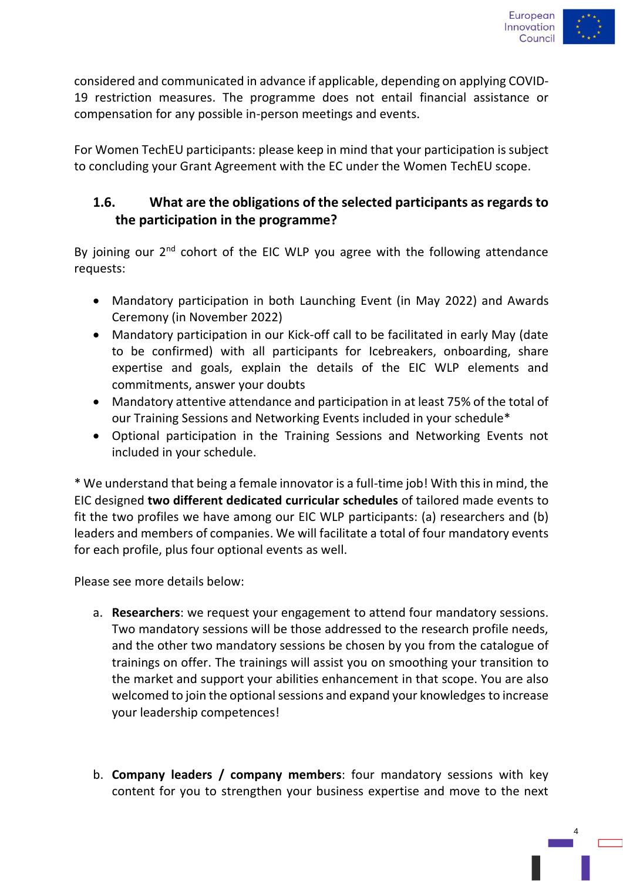considered and communicated in advance if applicable, depending on applying COVID-19 restriction measures. The programme does not entail financial assistance or compensation for any possible in-person meetings and events.

For Women TechEU participants: please keep in mind that your participation is subject to concluding your Grant Agreement with the EC under the Women TechEU scope.

### 1.6. What are the obligations of the selected participants as regards to the participation in the programme?

By joining our 2nd cohort of the EIC WLP you agree with the following attendance requests:

- Mandatory participation in both Launching Event (in May 2022) and Awards Ceremony (in November 2022)
- Mandatory participation in our Kick-off call to be facilitated in early May (date to be confirmed) with all participants for Icebreakers, onboarding, share expertise and goals, explain the details of the EIC WLP elements and commitments, answer your doubts
- Mandatory attentive attendance and participation in at least 75% of the total of our Training Sessions and Networking Events included in your schedule*
- Optional participation in the Training Sessions and Networking Events not included in your schedule.

* We understand that being a female innovator is a full-time job! With this in mind, the EIC designed **two different dedicated curricular schedules** of tailored made events to fit the two profiles we have among our EIC WLP participants: (a) researchers and (b) leaders and members of companies. We will facilitate a total of four mandatory events for each profile, plus four optional events as well.

Please see more details below:

a. **Researchers**: we request your engagement to attend four mandatory sessions. Two mandatory sessions will be those addressed to the research profile needs, and the other two mandatory sessions be chosen by you from the catalogue of trainings on offer. The trainings will assist you on smoothing your transition to the market and support your abilities enhancement in that scope. You are also welcomed to join the optional sessions and expand your knowledges to increase your leadership competences!

b. **Company leaders / company members**: four mandatory sessions with key content for you to strengthen your business expertise and move to the next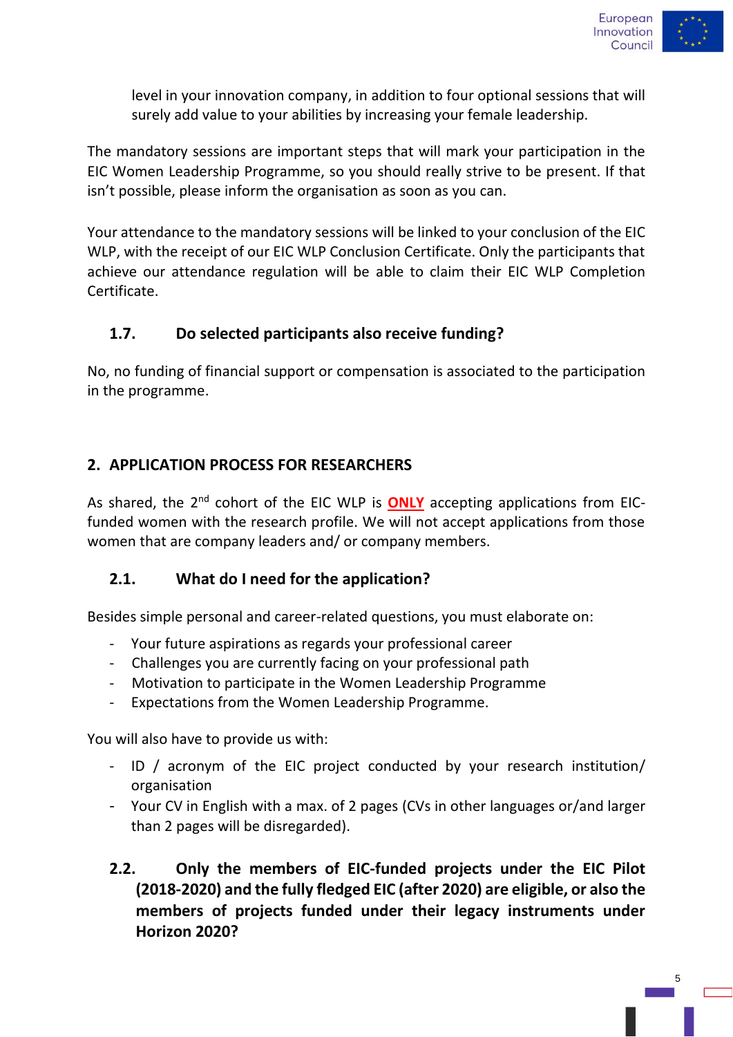level in your innovation company, in addition to four optional sessions that will surely add value to your abilities by increasing your female leadership.

The mandatory sessions are important steps that will mark your participation in the EIC Women Leadership Programme, so you should really strive to be present. If that isn't possible, please inform the organisation as soon as you can.

Your attendance to the mandatory sessions will be linked to your conclusion of the EIC WLP, with the receipt of our EIC WLP Conclusion Certificate. Only the participants that achieve our attendance regulation will be able to claim their EIC WLP Completion Certificate.

### 1.7. Do selected participants also receive funding?

No, no funding of financial support or compensation is associated to the participation in the programme.

## 2. APPLICATION PROCESS FOR RESEARCHERS

As shared, the 2nd cohort of the EIC WLP is **ONLY** accepting applications from EIC-funded women with the research profile. We will not accept applications from those women that are company leaders and/ or company members.

### 2.1. What do I need for the application?

Besides simple personal and career-related questions, you must elaborate on:

- Your future aspirations as regards your professional career
- Challenges you are currently facing on your professional path
- Motivation to participate in the Women Leadership Programme
- Expectations from the Women Leadership Programme.

You will also have to provide us with:

- ID / acronym of the EIC project conducted by your research institution/ organisation
- Your CV in English with a max. of 2 pages (CVs in other languages or/and larger than 2 pages will be disregarded).

### 2.2. Only the members of EIC-funded projects under the EIC Pilot (2018-2020) and the fully fledged EIC (after 2020) are eligible, or also the members of projects funded under their legacy instruments under Horizon 2020?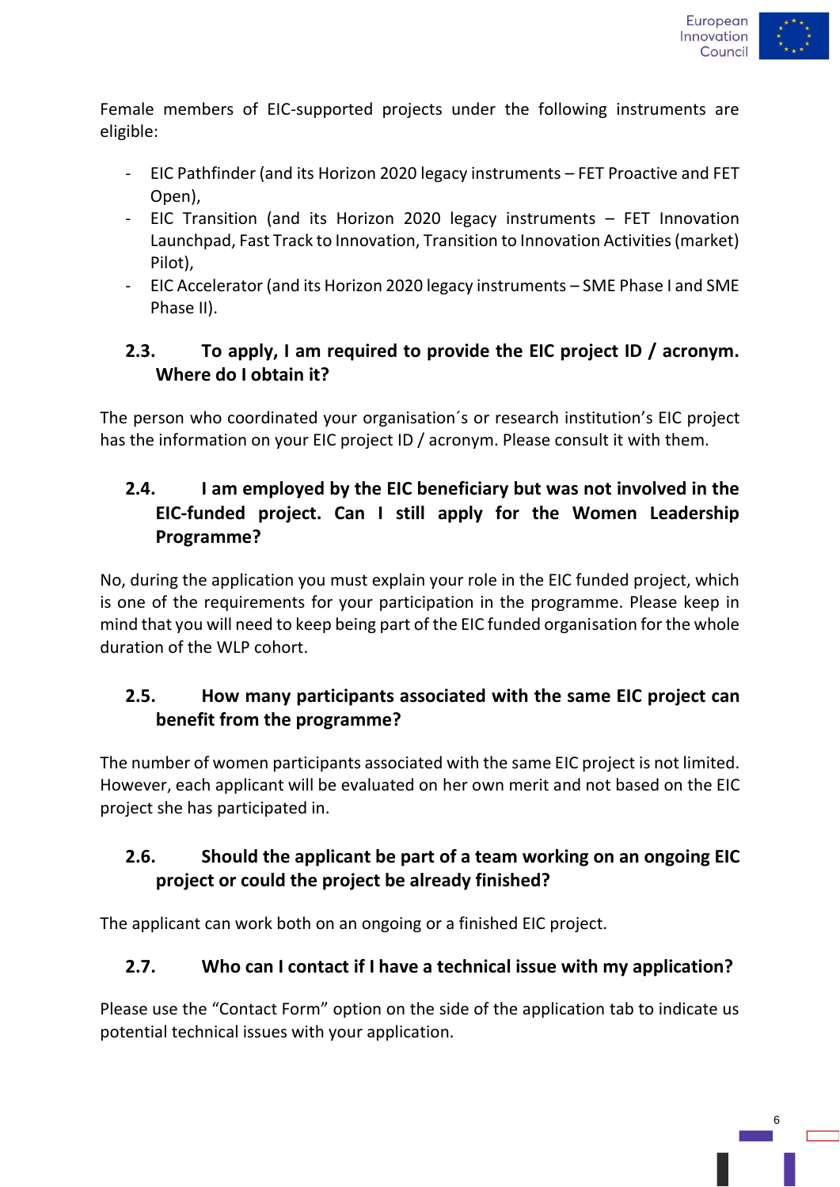Female members of EIC-supported projects under the following instruments are eligible:

- EIC Pathfinder (and its Horizon 2020 legacy instruments – FET Proactive and FET Open),
- EIC Transition (and its Horizon 2020 legacy instruments – FET Innovation Launchpad, Fast Track to Innovation, Transition to Innovation Activities (market) Pilot),
- EIC Accelerator (and its Horizon 2020 legacy instruments – SME Phase I and SME Phase II).

### 2.3. To apply, I am required to provide the EIC project ID / acronym. Where do I obtain it?

The person who coordinated your organisation´s or research institution's EIC project has the information on your EIC project ID / acronym. Please consult it with them.

### 2.4. I am employed by the EIC beneficiary but was not involved in the EIC-funded project. Can I still apply for the Women Leadership Programme?

No, during the application you must explain your role in the EIC funded project, which is one of the requirements for your participation in the programme. Please keep in mind that you will need to keep being part of the EIC funded organisation for the whole duration of the WLP cohort.

### 2.5. How many participants associated with the same EIC project can benefit from the programme?

The number of women participants associated with the same EIC project is not limited. However, each applicant will be evaluated on her own merit and not based on the EIC project she has participated in.

### 2.6. Should the applicant be part of a team working on an ongoing EIC project or could the project be already finished?

The applicant can work both on an ongoing or a finished EIC project.

### 2.7. Who can I contact if I have a technical issue with my application?

Please use the "Contact Form" option on the side of the application tab to indicate us potential technical issues with your application.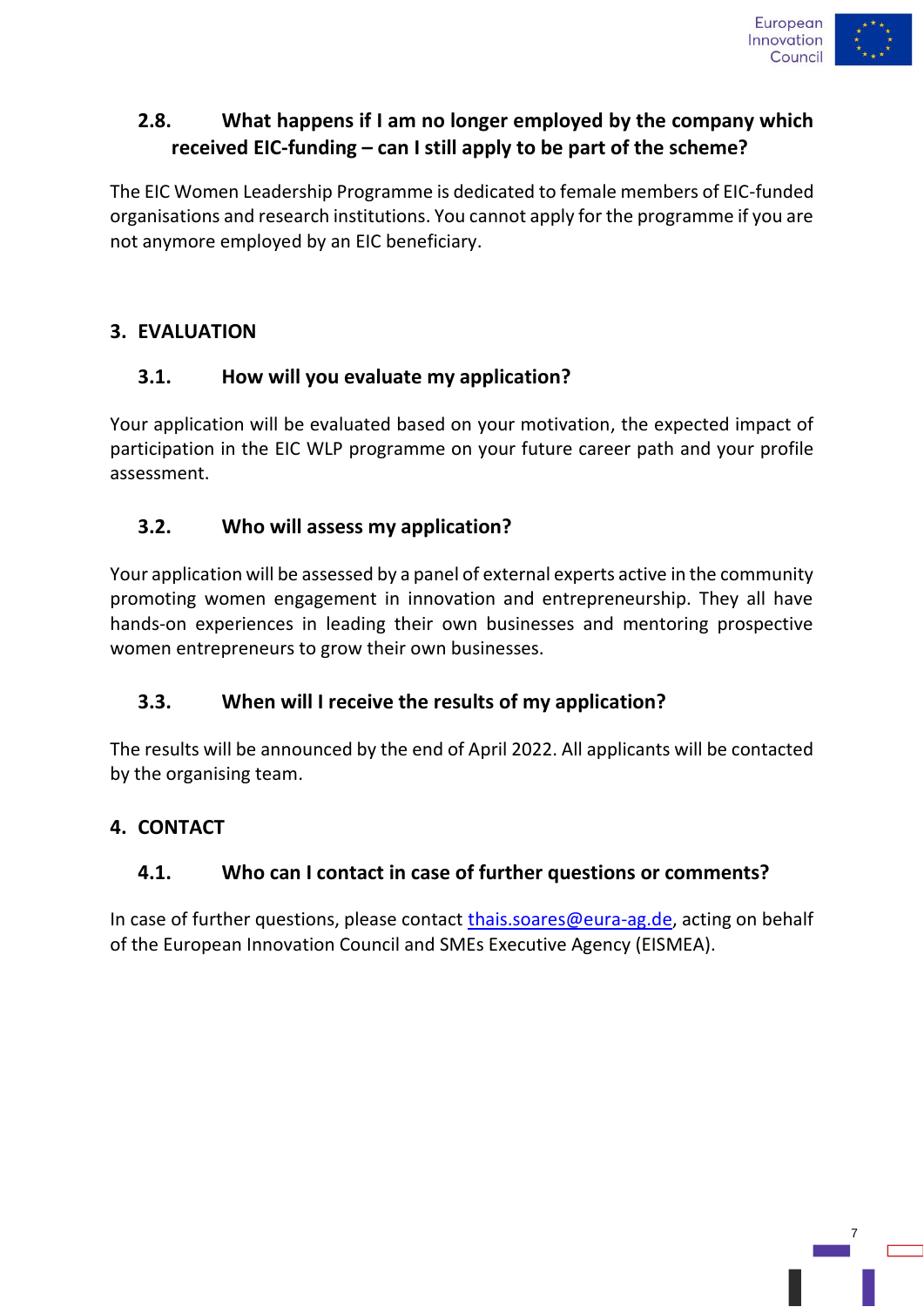### 2.8. What happens if I am no longer employed by the company which received EIC-funding – can I still apply to be part of the scheme?

The EIC Women Leadership Programme is dedicated to female members of EIC-funded organisations and research institutions. You cannot apply for the programme if you are not anymore employed by an EIC beneficiary.

## 3. EVALUATION

### 3.1. How will you evaluate my application?

Your application will be evaluated based on your motivation, the expected impact of participation in the EIC WLP programme on your future career path and your profile assessment.

### 3.2. Who will assess my application?

Your application will be assessed by a panel of external experts active in the community promoting women engagement in innovation and entrepreneurship. They all have hands-on experiences in leading their own businesses and mentoring prospective women entrepreneurs to grow their own businesses.

### 3.3. When will I receive the results of my application?

The results will be announced by the end of April 2022. All applicants will be contacted by the organising team.

## 4. CONTACT

### 4.1. Who can I contact in case of further questions or comments?

In case of further questions, please contact [thais.soares@eura-ag.de](mailto:thais.soares@eura-ag.de), acting on behalf of the European Innovation Council and SMEs Executive Agency (EISMEA).